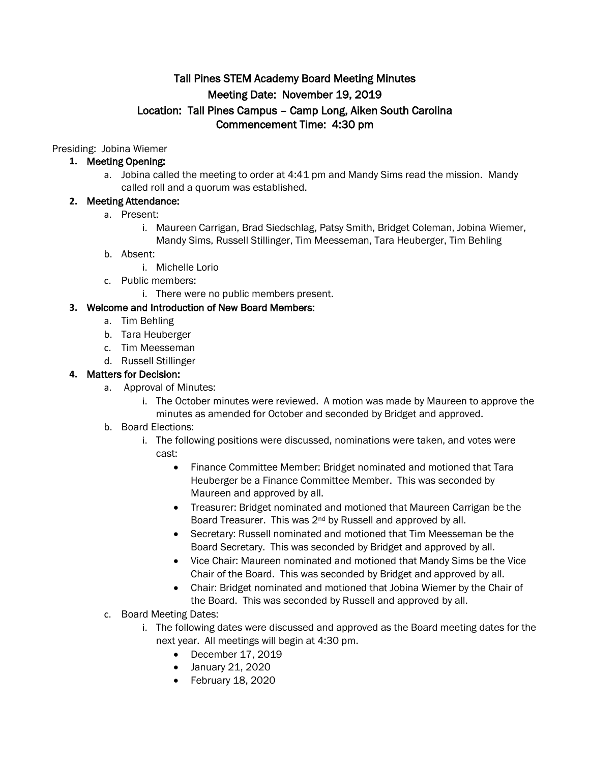# Tall Pines STEM Academy Board Meeting Minutes

## Meeting Date: November 19, 2019

## Location: Tall Pines Campus – Camp Long, Aiken South Carolina

## Commencement Time: 4:30 pm

Presiding: Jobina Wiemer

1. **Meeting Opening:**
   a. Jobina called the meeting to order at 4:41 pm and Mandy Sims read the mission. Mandy called roll and a quorum was established.
2. **Meeting Attendance:**
   a. Present:
      i. Maureen Carrigan, Brad Siedschlag, Patsy Smith, Bridget Coleman, Jobina Wiemer, Mandy Sims, Russell Stillinger, Tim Meesseman, Tara Heuberger, Tim Behling
   b. Absent:
      i. Michelle Lorio
   c. Public members:
      i. There were no public members present.
3. **Welcome and Introduction of New Board Members:**
   a. Tim Behling
   b. Tara Heuberger
   c. Tim Meesseman
   d. Russell Stillinger
4. **Matters for Decision:**
   a. Approval of Minutes:
      i. The October minutes were reviewed. A motion was made by Maureen to approve the minutes as amended for October and seconded by Bridget and approved.
   b. Board Elections:
      i. The following positions were discussed, nominations were taken, and votes were cast:
         - Finance Committee Member: Bridget nominated and motioned that Tara Heuberger be a Finance Committee Member. This was seconded by Maureen and approved by all.
         - Treasurer: Bridget nominated and motioned that Maureen Carrigan be the Board Treasurer. This was 2nd by Russell and approved by all.
         - Secretary: Russell nominated and motioned that Tim Meesseman be the Board Secretary. This was seconded by Bridget and approved by all.
         - Vice Chair: Maureen nominated and motioned that Mandy Sims be the Vice Chair of the Board. This was seconded by Bridget and approved by all.
         - Chair: Bridget nominated and motioned that Jobina Wiemer by the Chair of the Board. This was seconded by Russell and approved by all.
   c. Board Meeting Dates:
      i. The following dates were discussed and approved as the Board meeting dates for the next year. All meetings will begin at 4:30 pm.
         - December 17, 2019
         - January 21, 2020
         - February 18, 2020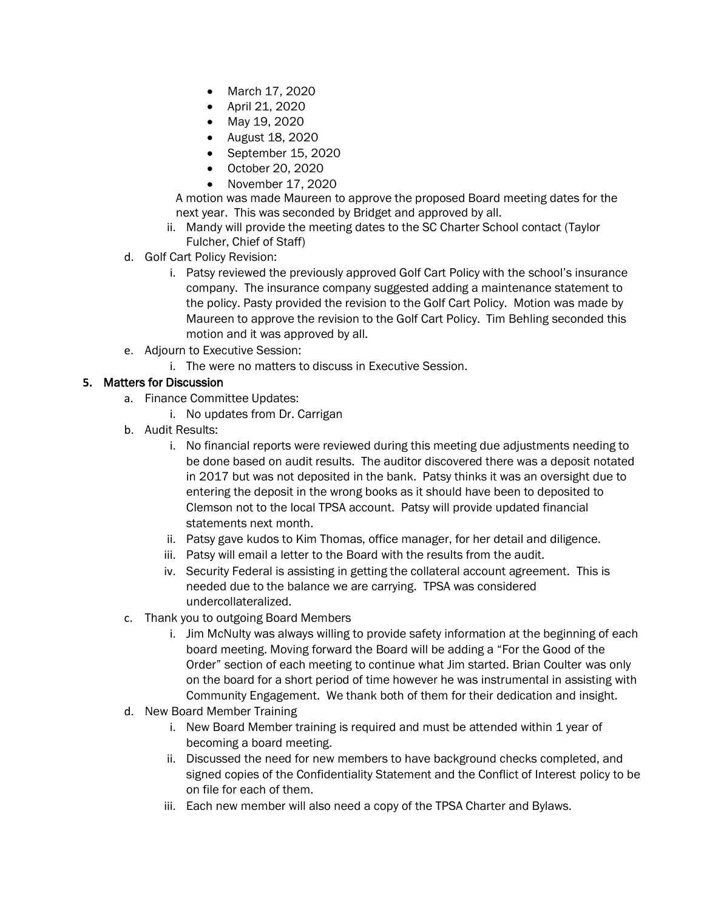- March 17, 2020
- April 21, 2020
- May 19, 2020
- August 18, 2020
- September 15, 2020
- October 20, 2020
- November 17, 2020

A motion was made Maureen to approve the proposed Board meeting dates for the next year. This was seconded by Bridget and approved by all.

ii. Mandy will provide the meeting dates to the SC Charter School contact (Taylor Fulcher, Chief of Staff)

d. Golf Cart Policy Revision:

i. Patsy reviewed the previously approved Golf Cart Policy with the school's insurance company. The insurance company suggested adding a maintenance statement to the policy. Pasty provided the revision to the Golf Cart Policy. Motion was made by Maureen to approve the revision to the Golf Cart Policy. Tim Behling seconded this motion and it was approved by all.

e. Adjourn to Executive Session:

i. The were no matters to discuss in Executive Session.

**5. Matters for Discussion**

a. Finance Committee Updates:

i. No updates from Dr. Carrigan

b. Audit Results:

i. No financial reports were reviewed during this meeting due adjustments needing to be done based on audit results. The auditor discovered there was a deposit notated in 2017 but was not deposited in the bank. Patsy thinks it was an oversight due to entering the deposit in the wrong books as it should have been to deposited to Clemson not to the local TPSA account. Patsy will provide updated financial statements next month.

ii. Patsy gave kudos to Kim Thomas, office manager, for her detail and diligence.

iii. Patsy will email a letter to the Board with the results from the audit.

iv. Security Federal is assisting in getting the collateral account agreement. This is needed due to the balance we are carrying. TPSA was considered undercollateralized.

c. Thank you to outgoing Board Members

i. Jim McNulty was always willing to provide safety information at the beginning of each board meeting. Moving forward the Board will be adding a "For the Good of the Order" section of each meeting to continue what Jim started. Brian Coulter was only on the board for a short period of time however he was instrumental in assisting with Community Engagement. We thank both of them for their dedication and insight.

d. New Board Member Training

i. New Board Member training is required and must be attended within 1 year of becoming a board meeting.

ii. Discussed the need for new members to have background checks completed, and signed copies of the Confidentiality Statement and the Conflict of Interest policy to be on file for each of them.

iii. Each new member will also need a copy of the TPSA Charter and Bylaws.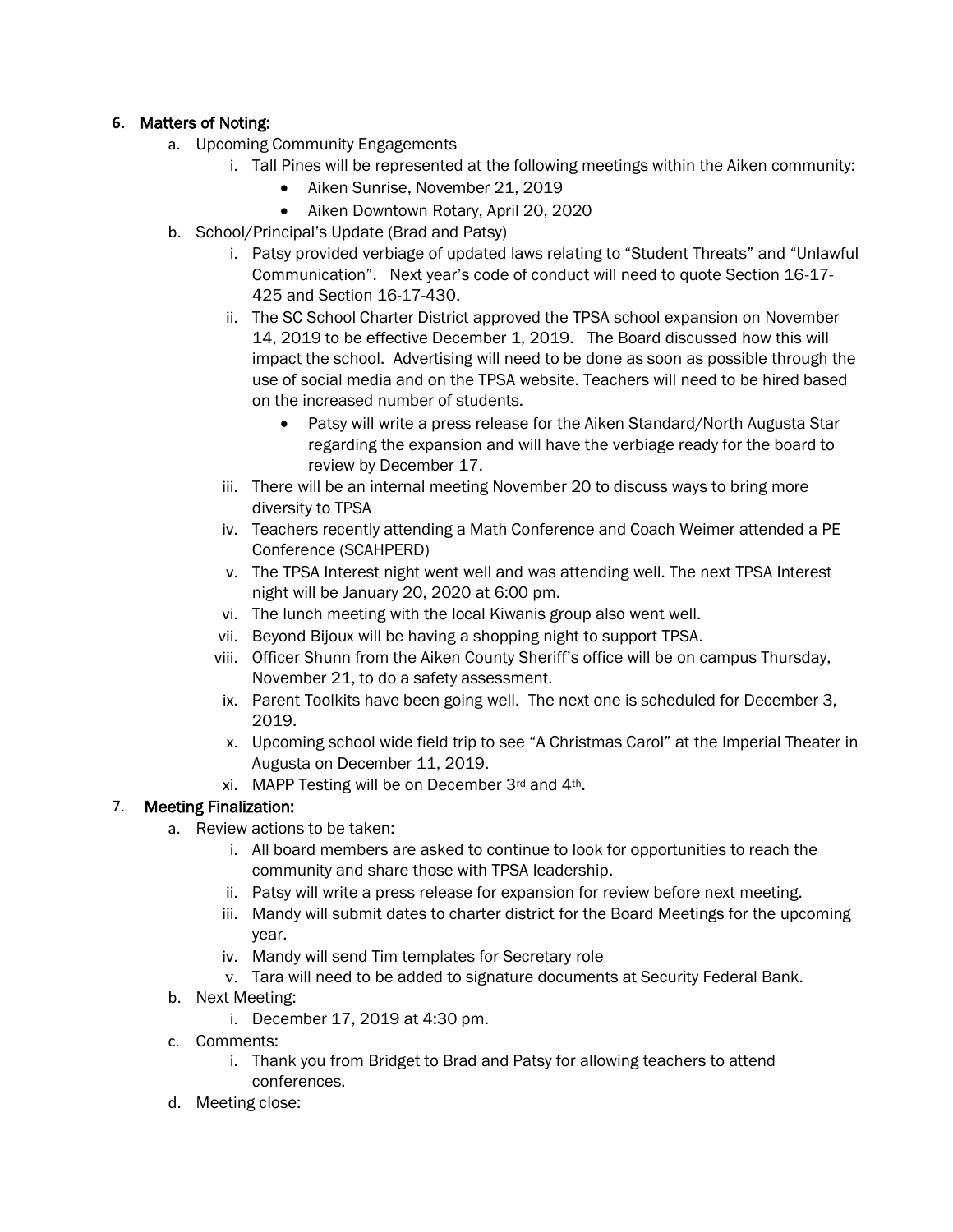## 6. Matters of Noting:

a. Upcoming Community Engagements

   i. Tall Pines will be represented at the following meetings within the Aiken community:

      - Aiken Sunrise, November 21, 2019
      - Aiken Downtown Rotary, April 20, 2020

b. School/Principal's Update (Brad and Patsy)

   i. Patsy provided verbiage of updated laws relating to "Student Threats" and "Unlawful Communication". Next year's code of conduct will need to quote Section 16-17-425 and Section 16-17-430.

   ii. The SC School Charter District approved the TPSA school expansion on November 14, 2019 to be effective December 1, 2019. The Board discussed how this will impact the school. Advertising will need to be done as soon as possible through the use of social media and on the TPSA website. Teachers will need to be hired based on the increased number of students.

      - Patsy will write a press release for the Aiken Standard/North Augusta Star regarding the expansion and will have the verbiage ready for the board to review by December 17.

   iii. There will be an internal meeting November 20 to discuss ways to bring more diversity to TPSA

   iv. Teachers recently attending a Math Conference and Coach Weimer attended a PE Conference (SCAHPERD)

   v. The TPSA Interest night went well and was attending well. The next TPSA Interest night will be January 20, 2020 at 6:00 pm.

   vi. The lunch meeting with the local Kiwanis group also went well.

   vii. Beyond Bijoux will be having a shopping night to support TPSA.

   viii. Officer Shunn from the Aiken County Sheriff's office will be on campus Thursday, November 21, to do a safety assessment.

   ix. Parent Toolkits have been going well. The next one is scheduled for December 3, 2019.

   x. Upcoming school wide field trip to see "A Christmas Carol" at the Imperial Theater in Augusta on December 11, 2019.

   xi. MAPP Testing will be on December 3rd and 4th.

## 7. Meeting Finalization:

a. Review actions to be taken:

   i. All board members are asked to continue to look for opportunities to reach the community and share those with TPSA leadership.

   ii. Patsy will write a press release for expansion for review before next meeting.

   iii. Mandy will submit dates to charter district for the Board Meetings for the upcoming year.

   iv. Mandy will send Tim templates for Secretary role

   v. Tara will need to be added to signature documents at Security Federal Bank.

b. Next Meeting:

   i. December 17, 2019 at 4:30 pm.

c. Comments:

   i. Thank you from Bridget to Brad and Patsy for allowing teachers to attend conferences.

d. Meeting close: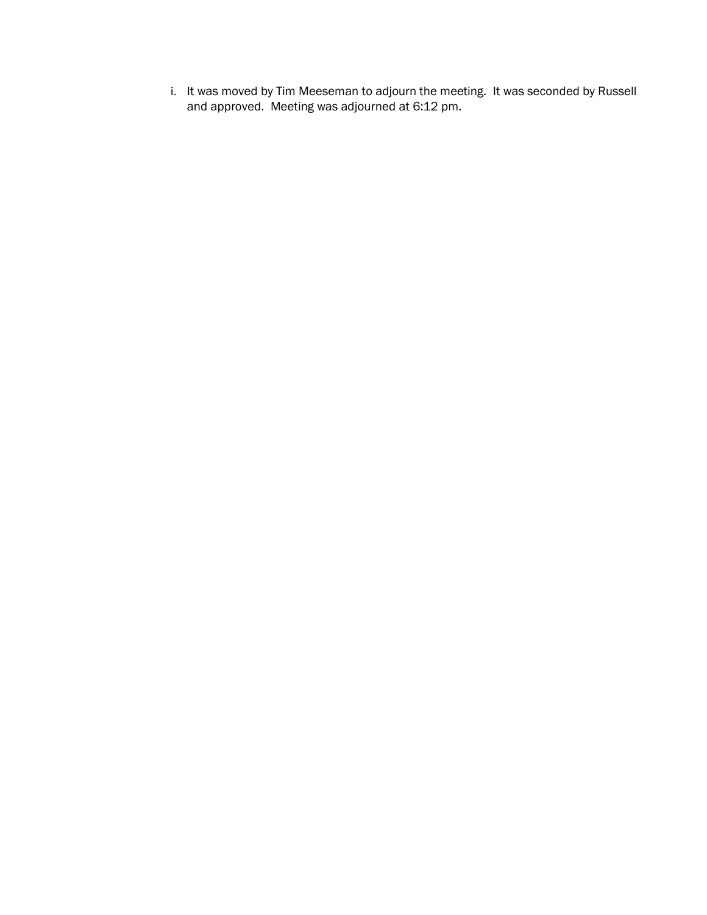i. It was moved by Tim Meeseman to adjourn the meeting. It was seconded by Russell and approved. Meeting was adjourned at 6:12 pm.